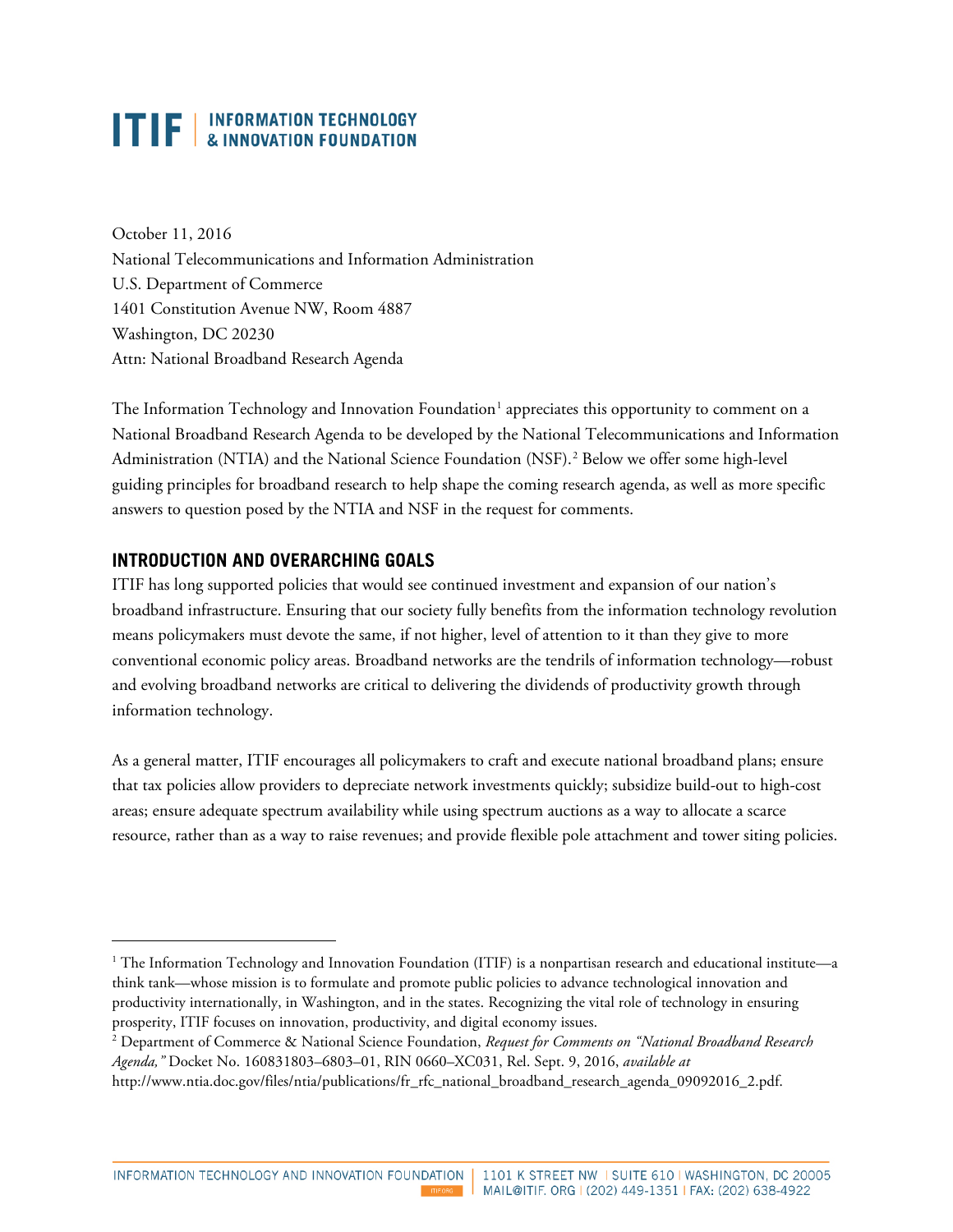# ITIF | INFORMATION TECHNOLOGY & INNOVATION FOUNDATION

October 11, 2016
National Telecommunications and Information Administration
U.S. Department of Commerce
1401 Constitution Avenue NW, Room 4887
Washington, DC 20230
Attn: National Broadband Research Agenda

The Information Technology and Innovation Foundation[1] appreciates this opportunity to comment on a National Broadband Research Agenda to be developed by the National Telecommunications and Information Administration (NTIA) and the National Science Foundation (NSF).[2] Below we offer some high-level guiding principles for broadband research to help shape the coming research agenda, as well as more specific answers to question posed by the NTIA and NSF in the request for comments.

## INTRODUCTION AND OVERARCHING GOALS

ITIF has long supported policies that would see continued investment and expansion of our nation's broadband infrastructure. Ensuring that our society fully benefits from the information technology revolution means policymakers must devote the same, if not higher, level of attention to it than they give to more conventional economic policy areas. Broadband networks are the tendrils of information technology—robust and evolving broadband networks are critical to delivering the dividends of productivity growth through information technology.

As a general matter, ITIF encourages all policymakers to craft and execute national broadband plans; ensure that tax policies allow providers to depreciate network investments quickly; subsidize build-out to high-cost areas; ensure adequate spectrum availability while using spectrum auctions as a way to allocate a scarce resource, rather than as a way to raise revenues; and provide flexible pole attachment and tower siting policies.

---

[1] The Information Technology and Innovation Foundation (ITIF) is a nonpartisan research and educational institute—a think tank—whose mission is to formulate and promote public policies to advance technological innovation and productivity internationally, in Washington, and in the states. Recognizing the vital role of technology in ensuring prosperity, ITIF focuses on innovation, productivity, and digital economy issues.

[2] Department of Commerce & National Science Foundation, *Request for Comments on "National Broadband Research Agenda,"* Docket No. 160831803–6803–01, RIN 0660–XC031, Rel. Sept. 9, 2016, *available at* http://www.ntia.doc.gov/files/ntia/publications/fr_rfc_national_broadband_research_agenda_09092016_2.pdf.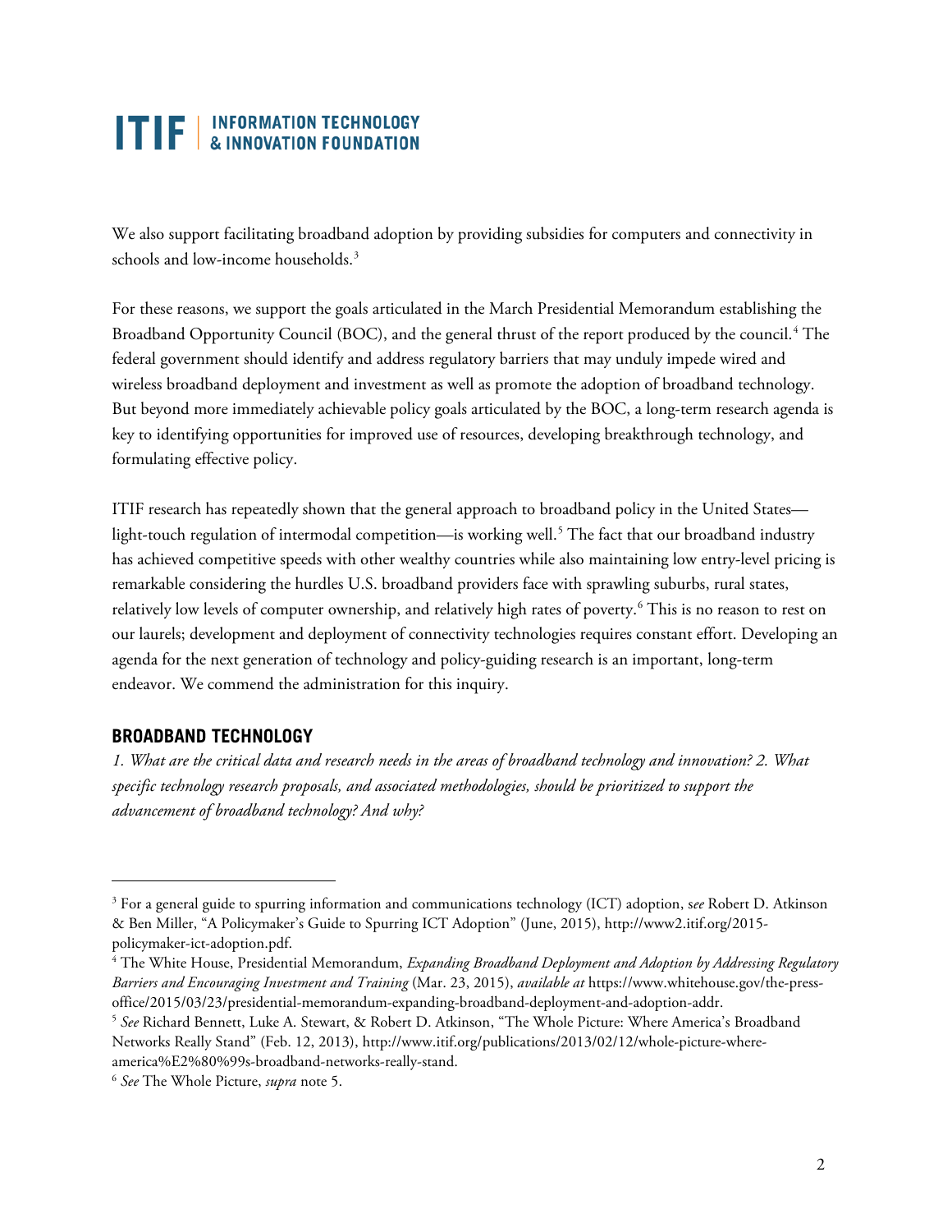We also support facilitating broadband adoption by providing subsidies for computers and connectivity in schools and low-income households.[3]

For these reasons, we support the goals articulated in the March Presidential Memorandum establishing the Broadband Opportunity Council (BOC), and the general thrust of the report produced by the council.[4] The federal government should identify and address regulatory barriers that may unduly impede wired and wireless broadband deployment and investment as well as promote the adoption of broadband technology. But beyond more immediately achievable policy goals articulated by the BOC, a long-term research agenda is key to identifying opportunities for improved use of resources, developing breakthrough technology, and formulating effective policy.

ITIF research has repeatedly shown that the general approach to broadband policy in the United States—light-touch regulation of intermodal competition—is working well.[5] The fact that our broadband industry has achieved competitive speeds with other wealthy countries while also maintaining low entry-level pricing is remarkable considering the hurdles U.S. broadband providers face with sprawling suburbs, rural states, relatively low levels of computer ownership, and relatively high rates of poverty.[6] This is no reason to rest on our laurels; development and deployment of connectivity technologies requires constant effort. Developing an agenda for the next generation of technology and policy-guiding research is an important, long-term endeavor. We commend the administration for this inquiry.

## BROADBAND TECHNOLOGY

*1. What are the critical data and research needs in the areas of broadband technology and innovation? 2. What specific technology research proposals, and associated methodologies, should be prioritized to support the advancement of broadband technology? And why?*

---

[3] For a general guide to spurring information and communications technology (ICT) adoption, *see* Robert D. Atkinson & Ben Miller, "A Policymaker's Guide to Spurring ICT Adoption" (June, 2015), http://www2.itif.org/2015-policymaker-ict-adoption.pdf.

[4] The White House, Presidential Memorandum, *Expanding Broadband Deployment and Adoption by Addressing Regulatory Barriers and Encouraging Investment and Training* (Mar. 23, 2015), *available at* https://www.whitehouse.gov/the-press-office/2015/03/23/presidential-memorandum-expanding-broadband-deployment-and-adoption-addr.

[5] *See* Richard Bennett, Luke A. Stewart, & Robert D. Atkinson, "The Whole Picture: Where America's Broadband Networks Really Stand" (Feb. 12, 2013), http://www.itif.org/publications/2013/02/12/whole-picture-where-america%E2%80%99s-broadband-networks-really-stand.

[6] *See* The Whole Picture, *supra* note 5.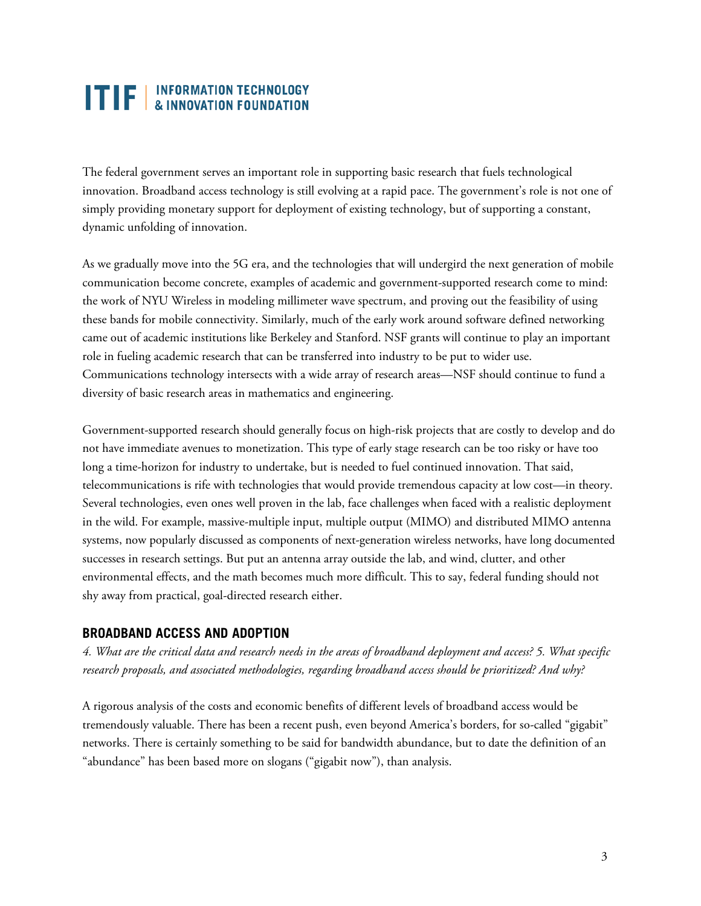The federal government serves an important role in supporting basic research that fuels technological innovation. Broadband access technology is still evolving at a rapid pace. The government's role is not one of simply providing monetary support for deployment of existing technology, but of supporting a constant, dynamic unfolding of innovation.

As we gradually move into the 5G era, and the technologies that will undergird the next generation of mobile communication become concrete, examples of academic and government-supported research come to mind: the work of NYU Wireless in modeling millimeter wave spectrum, and proving out the feasibility of using these bands for mobile connectivity. Similarly, much of the early work around software defined networking came out of academic institutions like Berkeley and Stanford. NSF grants will continue to play an important role in fueling academic research that can be transferred into industry to be put to wider use. Communications technology intersects with a wide array of research areas—NSF should continue to fund a diversity of basic research areas in mathematics and engineering.

Government-supported research should generally focus on high-risk projects that are costly to develop and do not have immediate avenues to monetization. This type of early stage research can be too risky or have too long a time-horizon for industry to undertake, but is needed to fuel continued innovation. That said, telecommunications is rife with technologies that would provide tremendous capacity at low cost—in theory. Several technologies, even ones well proven in the lab, face challenges when faced with a realistic deployment in the wild. For example, massive-multiple input, multiple output (MIMO) and distributed MIMO antenna systems, now popularly discussed as components of next-generation wireless networks, have long documented successes in research settings. But put an antenna array outside the lab, and wind, clutter, and other environmental effects, and the math becomes much more difficult. This to say, federal funding should not shy away from practical, goal-directed research either.

## BROADBAND ACCESS AND ADOPTION

*4. What are the critical data and research needs in the areas of broadband deployment and access? 5. What specific research proposals, and associated methodologies, regarding broadband access should be prioritized? And why?*

A rigorous analysis of the costs and economic benefits of different levels of broadband access would be tremendously valuable. There has been a recent push, even beyond America's borders, for so-called "gigabit" networks. There is certainly something to be said for bandwidth abundance, but to date the definition of an "abundance" has been based more on slogans ("gigabit now"), than analysis.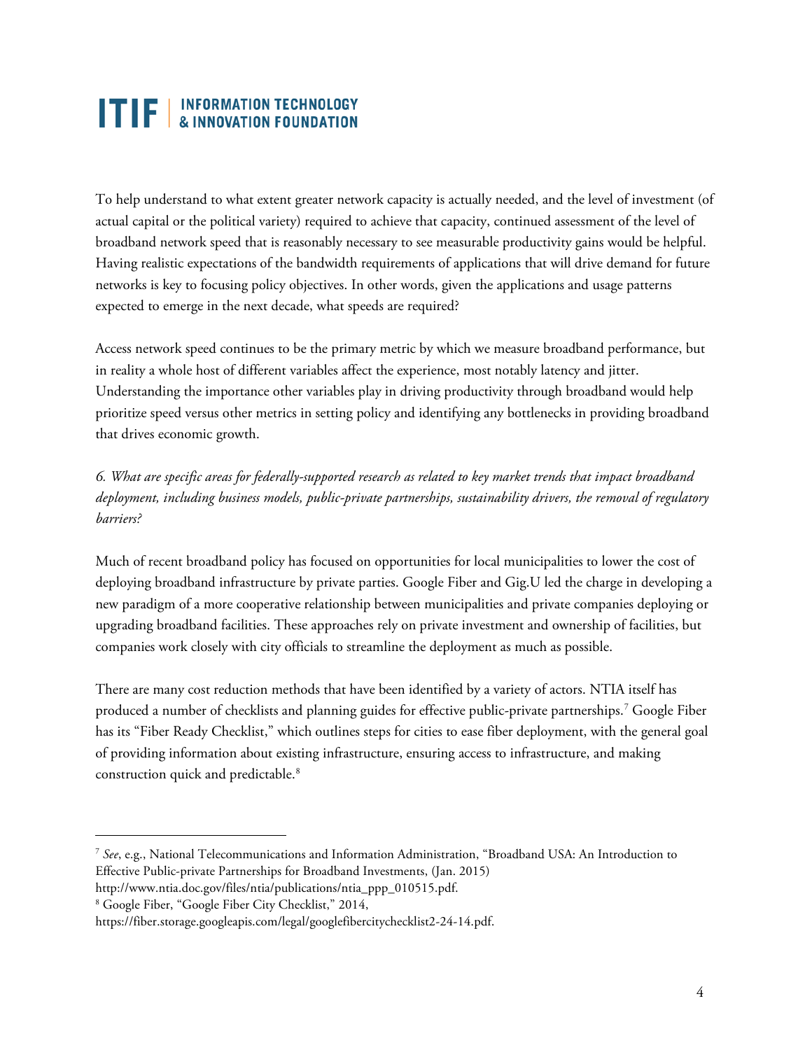To help understand to what extent greater network capacity is actually needed, and the level of investment (of actual capital or the political variety) required to achieve that capacity, continued assessment of the level of broadband network speed that is reasonably necessary to see measurable productivity gains would be helpful. Having realistic expectations of the bandwidth requirements of applications that will drive demand for future networks is key to focusing policy objectives. In other words, given the applications and usage patterns expected to emerge in the next decade, what speeds are required?

Access network speed continues to be the primary metric by which we measure broadband performance, but in reality a whole host of different variables affect the experience, most notably latency and jitter. Understanding the importance other variables play in driving productivity through broadband would help prioritize speed versus other metrics in setting policy and identifying any bottlenecks in providing broadband that drives economic growth.

*6. What are specific areas for federally-supported research as related to key market trends that impact broadband deployment, including business models, public-private partnerships, sustainability drivers, the removal of regulatory barriers?*

Much of recent broadband policy has focused on opportunities for local municipalities to lower the cost of deploying broadband infrastructure by private parties. Google Fiber and Gig.U led the charge in developing a new paradigm of a more cooperative relationship between municipalities and private companies deploying or upgrading broadband facilities. These approaches rely on private investment and ownership of facilities, but companies work closely with city officials to streamline the deployment as much as possible.

There are many cost reduction methods that have been identified by a variety of actors. NTIA itself has produced a number of checklists and planning guides for effective public-private partnerships.[7] Google Fiber has its "Fiber Ready Checklist," which outlines steps for cities to ease fiber deployment, with the general goal of providing information about existing infrastructure, ensuring access to infrastructure, and making construction quick and predictable.[8]

---

[7] *See*, e.g., National Telecommunications and Information Administration, "Broadband USA: An Introduction to Effective Public-private Partnerships for Broadband Investments, (Jan. 2015) http://www.ntia.doc.gov/files/ntia/publications/ntia_ppp_010515.pdf.

[8] Google Fiber, "Google Fiber City Checklist," 2014, https://fiber.storage.googleapis.com/legal/googlefibercitychecklist2-24-14.pdf.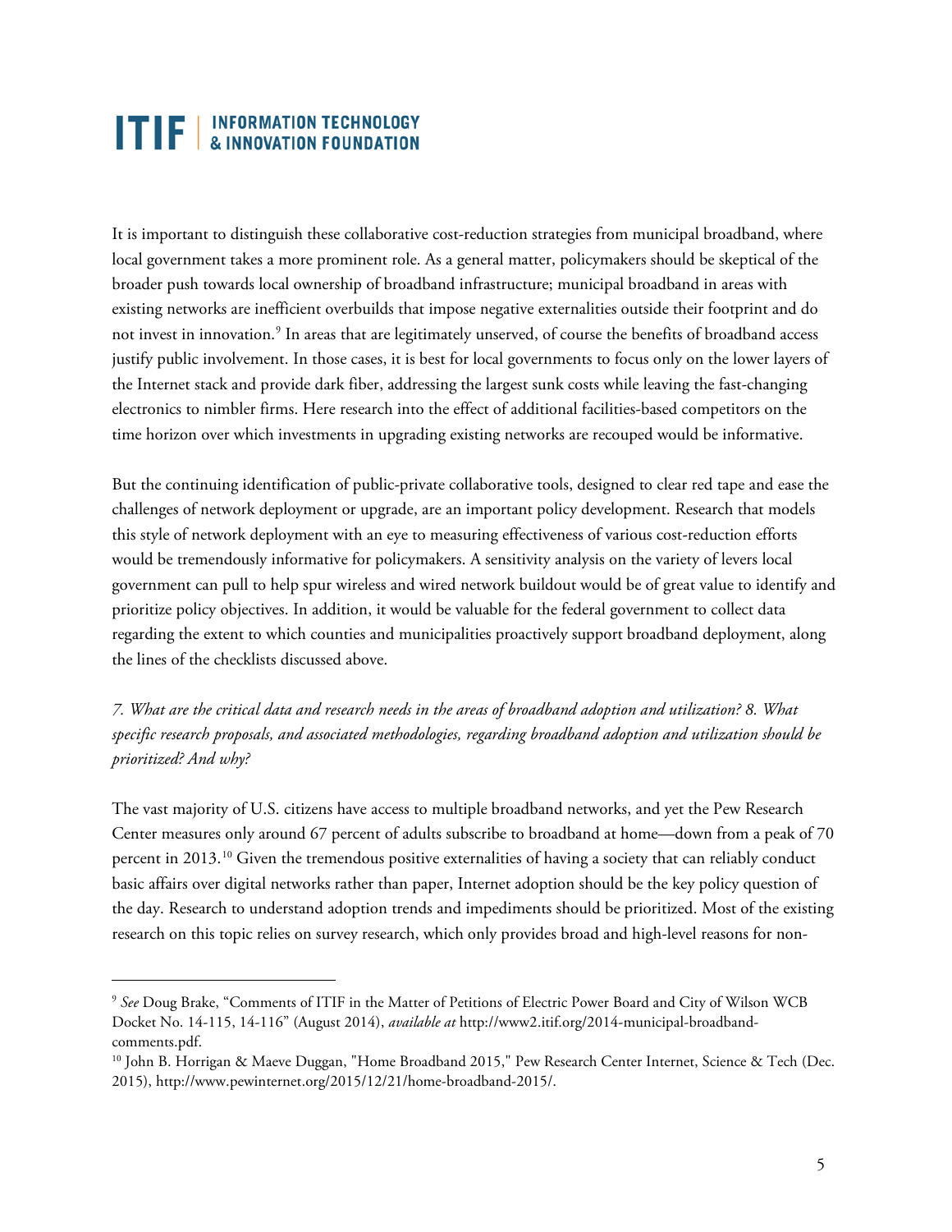It is important to distinguish these collaborative cost-reduction strategies from municipal broadband, where local government takes a more prominent role. As a general matter, policymakers should be skeptical of the broader push towards local ownership of broadband infrastructure; municipal broadband in areas with existing networks are inefficient overbuilds that impose negative externalities outside their footprint and do not invest in innovation.[9] In areas that are legitimately unserved, of course the benefits of broadband access justify public involvement. In those cases, it is best for local governments to focus only on the lower layers of the Internet stack and provide dark fiber, addressing the largest sunk costs while leaving the fast-changing electronics to nimbler firms. Here research into the effect of additional facilities-based competitors on the time horizon over which investments in upgrading existing networks are recouped would be informative.

But the continuing identification of public-private collaborative tools, designed to clear red tape and ease the challenges of network deployment or upgrade, are an important policy development. Research that models this style of network deployment with an eye to measuring effectiveness of various cost-reduction efforts would be tremendously informative for policymakers. A sensitivity analysis on the variety of levers local government can pull to help spur wireless and wired network buildout would be of great value to identify and prioritize policy objectives. In addition, it would be valuable for the federal government to collect data regarding the extent to which counties and municipalities proactively support broadband deployment, along the lines of the checklists discussed above.

*7. What are the critical data and research needs in the areas of broadband adoption and utilization? 8. What specific research proposals, and associated methodologies, regarding broadband adoption and utilization should be prioritized? And why?*

The vast majority of U.S. citizens have access to multiple broadband networks, and yet the Pew Research Center measures only around 67 percent of adults subscribe to broadband at home—down from a peak of 70 percent in 2013.[10] Given the tremendous positive externalities of having a society that can reliably conduct basic affairs over digital networks rather than paper, Internet adoption should be the key policy question of the day. Research to understand adoption trends and impediments should be prioritized. Most of the existing research on this topic relies on survey research, which only provides broad and high-level reasons for non-

---

[9] *See* Doug Brake, "Comments of ITIF in the Matter of Petitions of Electric Power Board and City of Wilson WCB Docket No. 14-115, 14-116" (August 2014), *available at* http://www2.itif.org/2014-municipal-broadband-comments.pdf.

[10] John B. Horrigan & Maeve Duggan, "Home Broadband 2015," Pew Research Center Internet, Science & Tech (Dec. 2015), http://www.pewinternet.org/2015/12/21/home-broadband-2015/.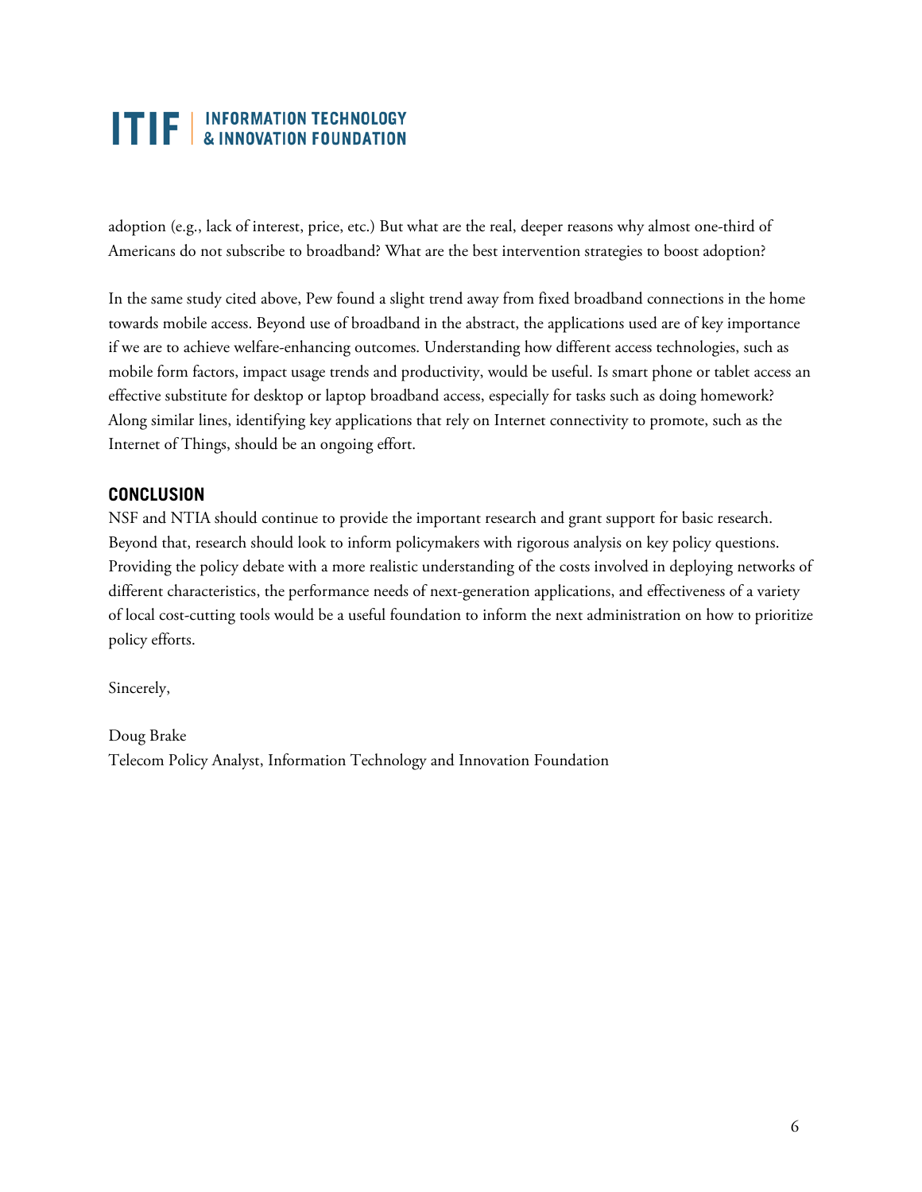adoption (e.g., lack of interest, price, etc.) But what are the real, deeper reasons why almost one-third of Americans do not subscribe to broadband? What are the best intervention strategies to boost adoption?

In the same study cited above, Pew found a slight trend away from fixed broadband connections in the home towards mobile access. Beyond use of broadband in the abstract, the applications used are of key importance if we are to achieve welfare-enhancing outcomes. Understanding how different access technologies, such as mobile form factors, impact usage trends and productivity, would be useful. Is smart phone or tablet access an effective substitute for desktop or laptop broadband access, especially for tasks such as doing homework? Along similar lines, identifying key applications that rely on Internet connectivity to promote, such as the Internet of Things, should be an ongoing effort.

## CONCLUSION

NSF and NTIA should continue to provide the important research and grant support for basic research. Beyond that, research should look to inform policymakers with rigorous analysis on key policy questions. Providing the policy debate with a more realistic understanding of the costs involved in deploying networks of different characteristics, the performance needs of next-generation applications, and effectiveness of a variety of local cost-cutting tools would be a useful foundation to inform the next administration on how to prioritize policy efforts.

Sincerely,

Doug Brake
Telecom Policy Analyst, Information Technology and Innovation Foundation